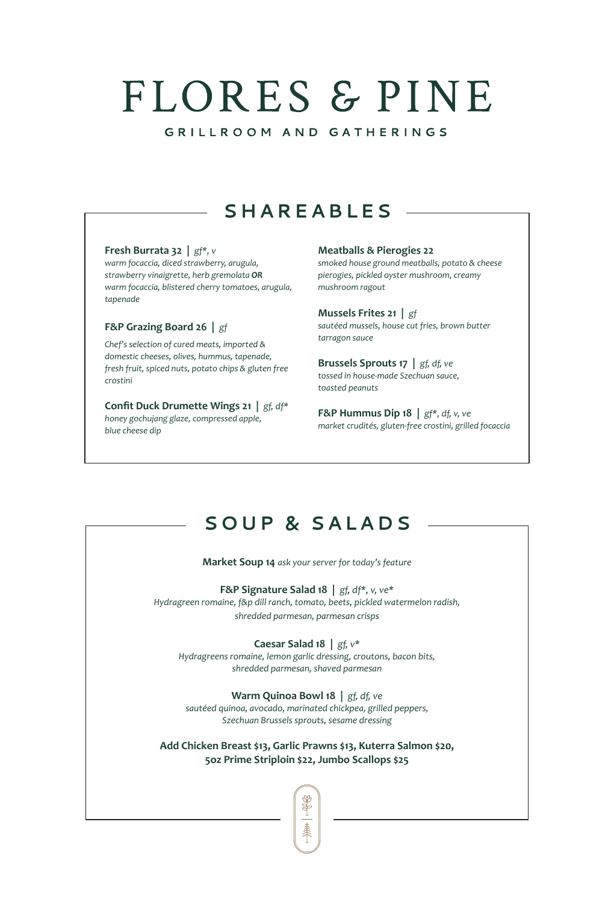# FLORES & PINE

GRILLROOM AND GATHERINGS

## SHAREABLES

**Fresh Burrata 32** | *gf*, v*
*warm focaccia, diced strawberry, arugula, strawberry vinaigrette, herb gremolata* ***OR*** *warm focaccia, blistered cherry tomatoes, arugula, tapenade*

**F&P Grazing Board 26** | *gf*
*Chef's selection of cured meats, imported & domestic cheeses, olives, hummus, tapenade, fresh fruit, spiced nuts, potato chips & gluten free crostini*

**Confit Duck Drumette Wings 21** | *gf, df**
*honey gochujang glaze, compressed apple, blue cheese dip*

**Meatballs & Pierogies 22**
*smoked house ground meatballs, potato & cheese pierogies, pickled oyster mushroom, creamy mushroom ragout*

**Mussels Frites 21** | *gf*
*sautéed mussels, house cut fries, brown butter tarragon sauce*

**Brussels Sprouts 17** | *gf, df, ve*
*tossed in house-made Szechuan sauce, toasted peanuts*

**F&P Hummus Dip 18** | *gf*, df, v, ve*
*market crudités, gluten-free crostini, grilled focaccia*

## SOUP & SALADS

**Market Soup 14** *ask your server for today's feature*

**F&P Signature Salad 18** | *gf, df*, v, ve**
*Hydragreen romaine, f&p dill ranch, tomato, beets, pickled watermelon radish, shredded parmesan, parmesan crisps*

**Caesar Salad 18** | *gf, v**
*Hydragreens romaine, lemon garlic dressing, croutons, bacon bits, shredded parmesan, shaved parmesan*

**Warm Quinoa Bowl 18** | *gf, df, ve*
*sautéed quinoa, avocado, marinated chickpea, grilled peppers, Szechuan Brussels sprouts, sesame dressing*

**Add Chicken Breast $13, Garlic Prawns $13, Kuterra Salmon $20, 5oz Prime Striploin $22, Jumbo Scallops $25**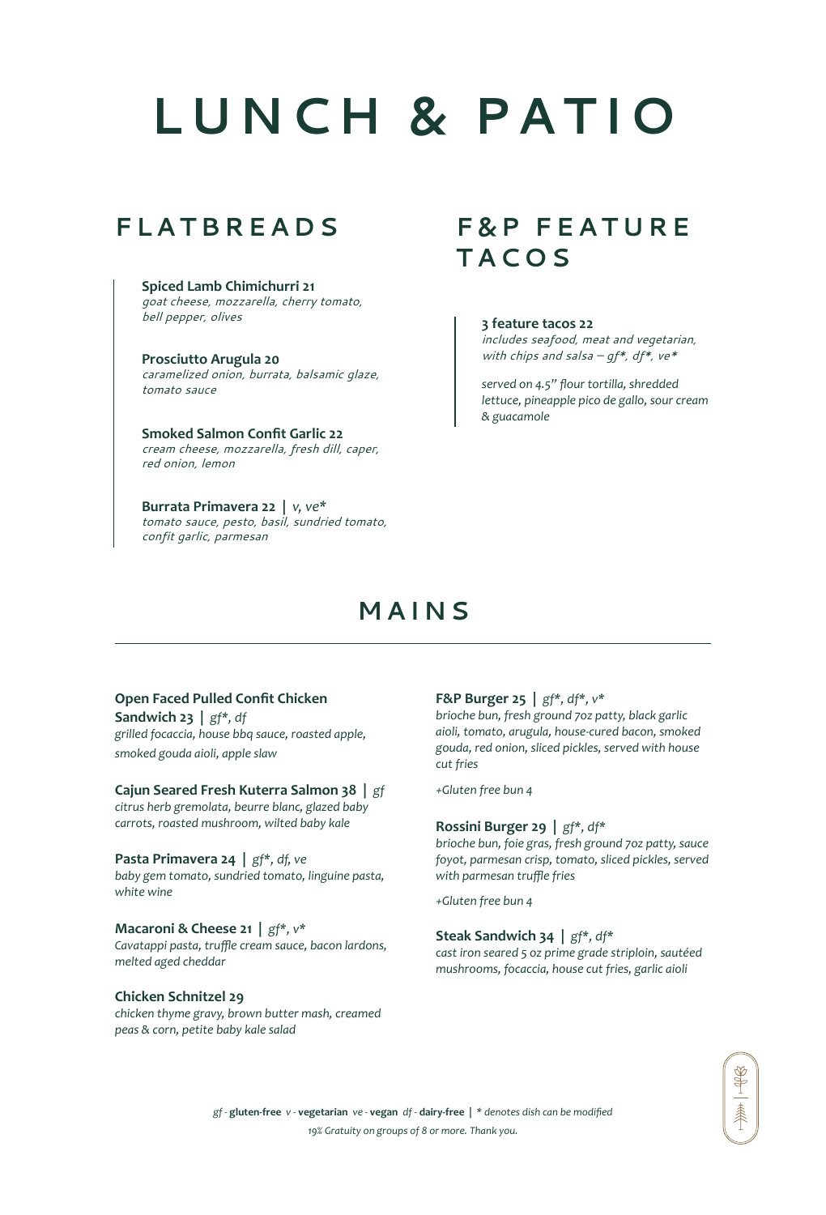# LUNCH & PATIO

## FLATBREADS

**Spiced Lamb Chimichurri 21**
*goat cheese, mozzarella, cherry tomato, bell pepper, olives*

**Prosciutto Arugula 20**
*caramelized onion, burrata, balsamic glaze, tomato sauce*

**Smoked Salmon Confit Garlic 22**
*cream cheese, mozzarella, fresh dill, caper, red onion, lemon*

**Burrata Primavera 22** | *v, ve**
*tomato sauce, pesto, basil, sundried tomato, confit garlic, parmesan*

## F&P FEATURE TACOS

**3 feature tacos 22**
*includes seafood, meat and vegetarian, with chips and salsa – gf*, df*, ve**

*served on 4.5" flour tortilla, shredded lettuce, pineapple pico de gallo, sour cream & guacamole*

## MAINS

**Open Faced Pulled Confit Chicken Sandwich 23** | *gf*, df*
*grilled focaccia, house bbq sauce, roasted apple, smoked gouda aioli, apple slaw*

**Cajun Seared Fresh Kuterra Salmon 38** | *gf*
*citrus herb gremolata, beurre blanc, glazed baby carrots, roasted mushroom, wilted baby kale*

**Pasta Primavera 24** | *gf*, df, ve*
*baby gem tomato, sundried tomato, linguine pasta, white wine*

**Macaroni & Cheese 21** | *gf*, v**
*Cavatappi pasta, truffle cream sauce, bacon lardons, melted aged cheddar*

**Chicken Schnitzel 29**
*chicken thyme gravy, brown butter mash, creamed peas & corn, petite baby kale salad*

**F&P Burger 25** | *gf*, df*, v**
*brioche bun, fresh ground 7oz patty, black garlic aioli, tomato, arugula, house-cured bacon, smoked gouda, red onion, sliced pickles, served with house cut fries*

*+Gluten free bun 4*

**Rossini Burger 29** | *gf*, df**
*brioche bun, foie gras, fresh ground 7oz patty, sauce foyot, parmesan crisp, tomato, sliced pickles, served with parmesan truffle fries*

*+Gluten free bun 4*

**Steak Sandwich 34** | *gf*, df**
*cast iron seared 5 oz prime grade striploin, sautéed mushrooms, focaccia, house cut fries, garlic aioli*

*gf* - **gluten-free** *v* - **vegetarian** *ve* - **vegan** *df* - **dairy-free** | *\* denotes dish can be modified*

*19% Gratuity on groups of 8 or more. Thank you.*